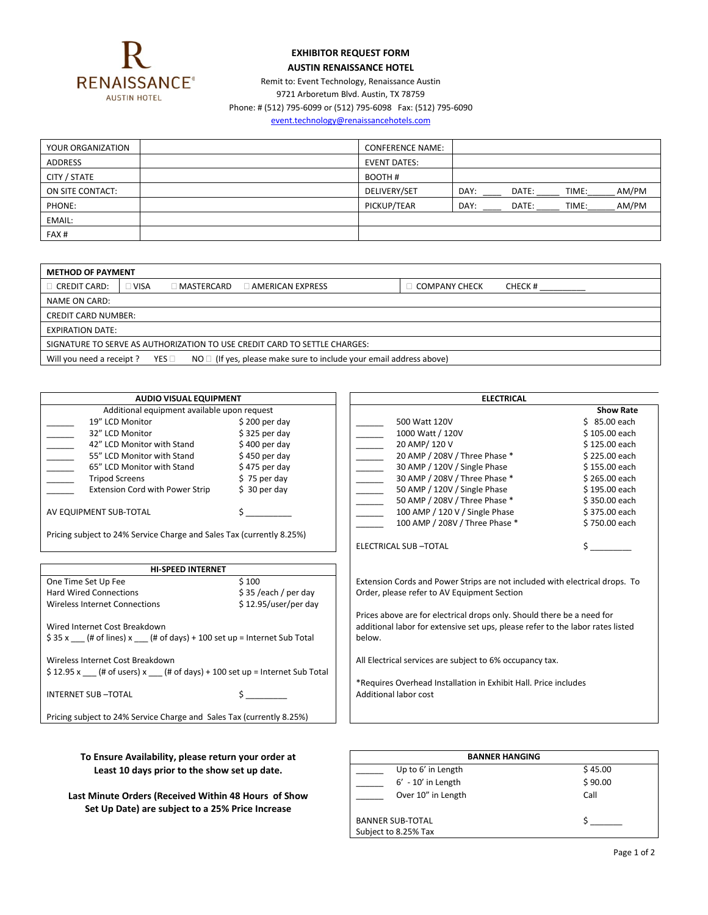RENAISSANCE® AUSTIN HOTEL

**EXHIBITOR REQUEST FORM**

**AUSTIN RENAISSANCE HOTEL**

Remit to: Event Technology, Renaissance Austin

9721 Arboretum Blvd. Austin, TX 78759

Phone: # (512) 795-6099 or (512) 795-6098 Fax: (512) 795-6090

event.technology@renaissancehotels.com

| YOUR ORGANIZATION | | CONFERENCE NAME: | |
|---|---|---|---|
| ADDRESS | | EVENT DATES: | |
| CITY / STATE | | BOOTH # | |
| ON SITE CONTACT: | | DELIVERY/SET | DAY: ____ DATE: _____ TIME:______ AM/PM |
| PHONE: | | PICKUP/TEAR | DAY: ____ DATE: _____ TIME:______ AM/PM |
| EMAIL: | | | |
| FAX # | | | |

| METHOD OF PAYMENT | | | | |
|---|---|---|---|---|
| ☐ CREDIT CARD: | ☐ VISA | ☐ MASTERCARD | ☐ AMERICAN EXPRESS | ☐ COMPANY CHECK  CHECK # __________ |
| NAME ON CARD: | | | | |
| CREDIT CARD NUMBER: | | | | |
| EXPIRATION DATE: | | | | |
| SIGNATURE TO SERVE AS AUTHORIZATION TO USE CREDIT CARD TO SETTLE CHARGES: | | | | |
| Will you need a receipt ? YES ☐ NO ☐ (If yes, please make sure to include your email address above) | | | | |

**AUDIO VISUAL EQUIPMENT**

Additional equipment available upon request

| | Item | Price |
|---|---|---|
| ______ | 19" LCD Monitor | $ 200 per day |
| ______ | 32" LCD Monitor | $ 325 per day |
| ______ | 42" LCD Monitor with Stand | $ 400 per day |
| ______ | 55" LCD Monitor with Stand | $ 450 per day |
| ______ | 65" LCD Monitor with Stand | $ 475 per day |
| ______ | Tripod Screens | $ 75 per day |
| ______ | Extension Cord with Power Strip | $ 30 per day |

AV EQUIPMENT SUB-TOTAL $ _________

Pricing subject to 24% Service Charge and Sales Tax (currently 8.25%)

**HI-SPEED INTERNET**

| | |
|---|---|
| One Time Set Up Fee | $ 100 |
| Hard Wired Connections | $ 35 /each / per day |
| Wireless Internet Connections | $ 12.95/user/per day |

Wired Internet Cost Breakdown

$ 35 x ___ (# of lines) x ___ (# of days) + 100 set up = Internet Sub Total

Wireless Internet Cost Breakdown

$ 12.95 x ___ (# of users) x ___ (# of days) + 100 set up = Internet Sub Total

INTERNET SUB –TOTAL $ _________

Pricing subject to 24% Service Charge and Sales Tax (currently 8.25%)

**ELECTRICAL**

| | | Show Rate |
|---|---|---|
| ______ | 500 Watt 120V | $ 85.00 each |
| ______ | 1000 Watt / 120V | $ 105.00 each |
| ______ | 20 AMP/ 120 V | $ 125.00 each |
| ______ | 20 AMP / 208V / Three Phase * | $ 225.00 each |
| ______ | 30 AMP / 120V / Single Phase | $ 155.00 each |
| ______ | 30 AMP / 208V / Three Phase * | $ 265.00 each |
| ______ | 50 AMP / 120V / Single Phase | $ 195.00 each |
| ______ | 50 AMP / 208V / Three Phase * | $ 350.00 each |
| ______ | 100 AMP / 120 V / Single Phase | $ 375.00 each |
| ______ | 100 AMP / 208V / Three Phase * | $ 750.00 each |

ELECTRICAL SUB –TOTAL $ _________

Extension Cords and Power Strips are not included with electrical drops. To Order, please refer to AV Equipment Section

Prices above are for electrical drops only. Should there be a need for additional labor for extensive set ups, please refer to the labor rates listed below.

All Electrical services are subject to 6% occupancy tax.

*Requires Overhead Installation in Exhibit Hall. Price includes Additional labor cost

**To Ensure Availability, please return your order at Least 10 days prior to the show set up date.**

**Last Minute Orders (Received Within 48 Hours of Show Set Up Date) are subject to a 25% Price Increase**

**BANNER HANGING**

| | | |
|---|---|---|
| ______ | Up to 6' in Length | $ 45.00 |
| ______ | 6' - 10' in Length | $ 90.00 |
| ______ | Over 10" in Length | Call |

BANNER SUB-TOTAL $ _______

Subject to 8.25% Tax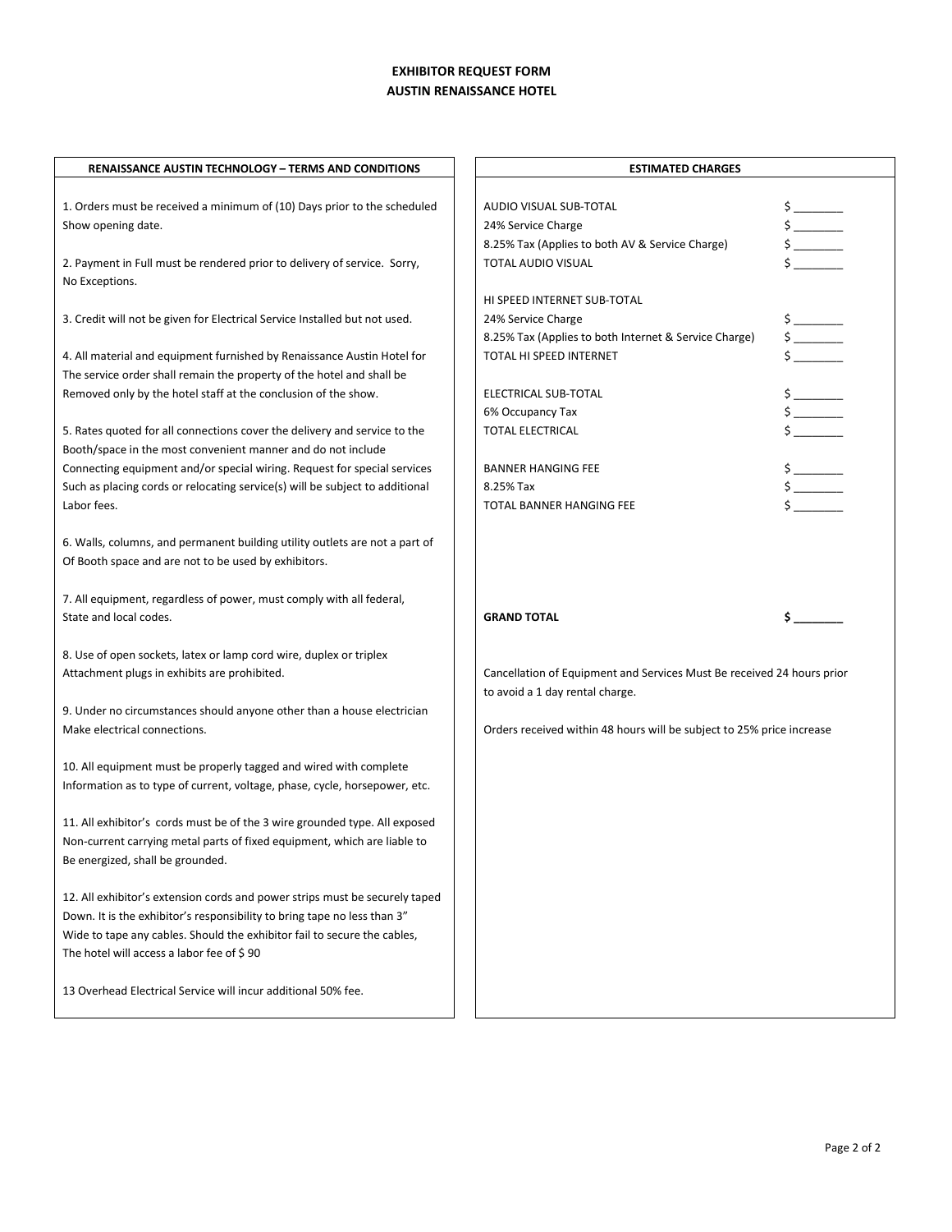# EXHIBITOR REQUEST FORM
# AUSTIN RENAISSANCE HOTEL

## RENAISSANCE AUSTIN TECHNOLOGY – TERMS AND CONDITIONS

1. Orders must be received a minimum of (10) Days prior to the scheduled Show opening date.

2. Payment in Full must be rendered prior to delivery of service. Sorry, No Exceptions.

3. Credit will not be given for Electrical Service Installed but not used.

4. All material and equipment furnished by Renaissance Austin Hotel for The service order shall remain the property of the hotel and shall be Removed only by the hotel staff at the conclusion of the show.

5. Rates quoted for all connections cover the delivery and service to the Booth/space in the most convenient manner and do not include Connecting equipment and/or special wiring. Request for special services Such as placing cords or relocating service(s) will be subject to additional Labor fees.

6. Walls, columns, and permanent building utility outlets are not a part of Of Booth space and are not to be used by exhibitors.

7. All equipment, regardless of power, must comply with all federal, State and local codes.

8. Use of open sockets, latex or lamp cord wire, duplex or triplex Attachment plugs in exhibits are prohibited.

9. Under no circumstances should anyone other than a house electrician Make electrical connections.

10. All equipment must be properly tagged and wired with complete Information as to type of current, voltage, phase, cycle, horsepower, etc.

11. All exhibitor's cords must be of the 3 wire grounded type. All exposed Non-current carrying metal parts of fixed equipment, which are liable to Be energized, shall be grounded.

12. All exhibitor's extension cords and power strips must be securely taped Down. It is the exhibitor's responsibility to bring tape no less than 3" Wide to tape any cables. Should the exhibitor fail to secure the cables, The hotel will access a labor fee of $ 90

13 Overhead Electrical Service will incur additional 50% fee.

## ESTIMATED CHARGES

| | |
|---|---|
| AUDIO VISUAL SUB-TOTAL | $ ________ |
| 24% Service Charge | $ ________ |
| 8.25% Tax (Applies to both AV & Service Charge) | $ ________ |
| TOTAL AUDIO VISUAL | $ ________ |
| | |
| HI SPEED INTERNET SUB-TOTAL | |
| 24% Service Charge | $ ________ |
| 8.25% Tax (Applies to both Internet & Service Charge) | $ ________ |
| TOTAL HI SPEED INTERNET | $ ________ |
| | |
| ELECTRICAL SUB-TOTAL | $ ________ |
| 6% Occupancy Tax | $ ________ |
| TOTAL ELECTRICAL | $ ________ |
| | |
| BANNER HANGING FEE | $ ________ |
| 8.25% Tax | $ ________ |
| TOTAL BANNER HANGING FEE | $ ________ |
| | |
| **GRAND TOTAL** | **$ ________** |

Cancellation of Equipment and Services Must Be received 24 hours prior to avoid a 1 day rental charge.

Orders received within 48 hours will be subject to 25% price increase